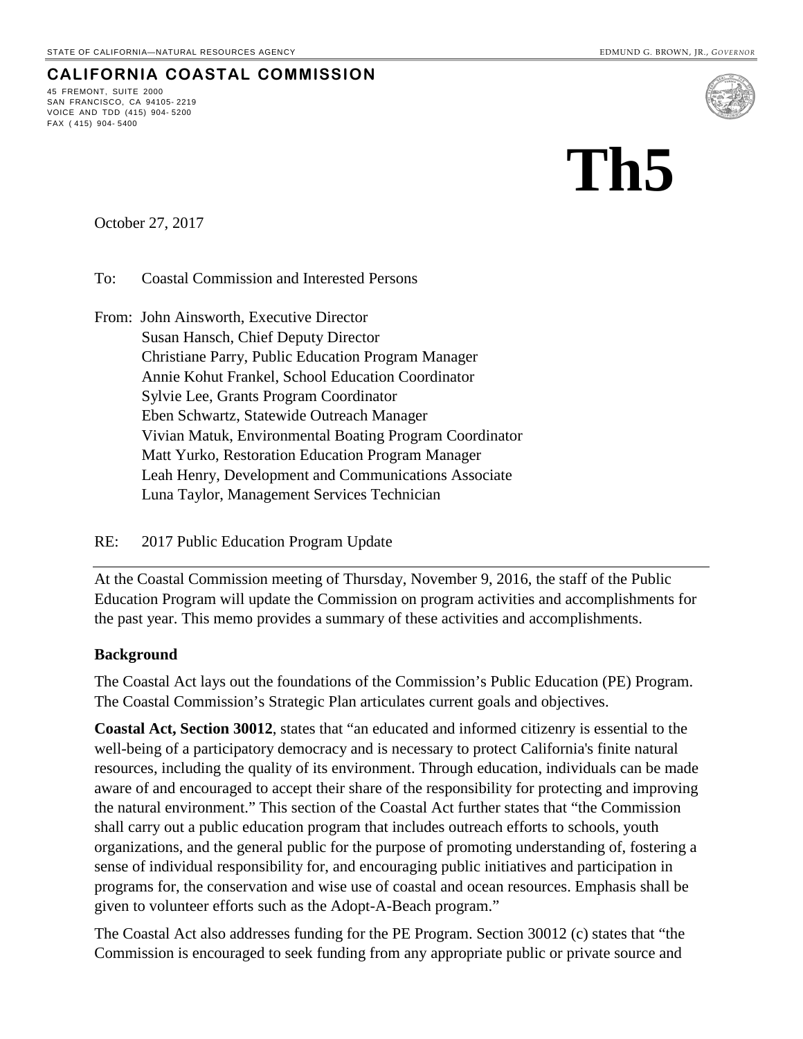STATE OF CALIFORNIA—NATURAL RESOURCES AGENCY EDMUND G. BROWN, JR., *GOVERNOR*

**CALIFORNIA COASTAL COMMISSION**

45 FREMONT, SUITE 2000
SAN FRANCISCO, CA 94105-2219
VOICE AND TDD (415) 904-5200
FAX (415) 904-5400

# Th5

October 27, 2017

To: Coastal Commission and Interested Persons

From: John Ainsworth, Executive Director
Susan Hansch, Chief Deputy Director
Christiane Parry, Public Education Program Manager
Annie Kohut Frankel, School Education Coordinator
Sylvie Lee, Grants Program Coordinator
Eben Schwartz, Statewide Outreach Manager
Vivian Matuk, Environmental Boating Program Coordinator
Matt Yurko, Restoration Education Program Manager
Leah Henry, Development and Communications Associate
Luna Taylor, Management Services Technician

RE: 2017 Public Education Program Update

---

At the Coastal Commission meeting of Thursday, November 9, 2016, the staff of the Public Education Program will update the Commission on program activities and accomplishments for the past year. This memo provides a summary of these activities and accomplishments.

**Background**

The Coastal Act lays out the foundations of the Commission's Public Education (PE) Program. The Coastal Commission's Strategic Plan articulates current goals and objectives.

**Coastal Act, Section 30012**, states that "an educated and informed citizenry is essential to the well-being of a participatory democracy and is necessary to protect California's finite natural resources, including the quality of its environment. Through education, individuals can be made aware of and encouraged to accept their share of the responsibility for protecting and improving the natural environment." This section of the Coastal Act further states that "the Commission shall carry out a public education program that includes outreach efforts to schools, youth organizations, and the general public for the purpose of promoting understanding of, fostering a sense of individual responsibility for, and encouraging public initiatives and participation in programs for, the conservation and wise use of coastal and ocean resources. Emphasis shall be given to volunteer efforts such as the Adopt-A-Beach program."

The Coastal Act also addresses funding for the PE Program. Section 30012 (c) states that "the Commission is encouraged to seek funding from any appropriate public or private source and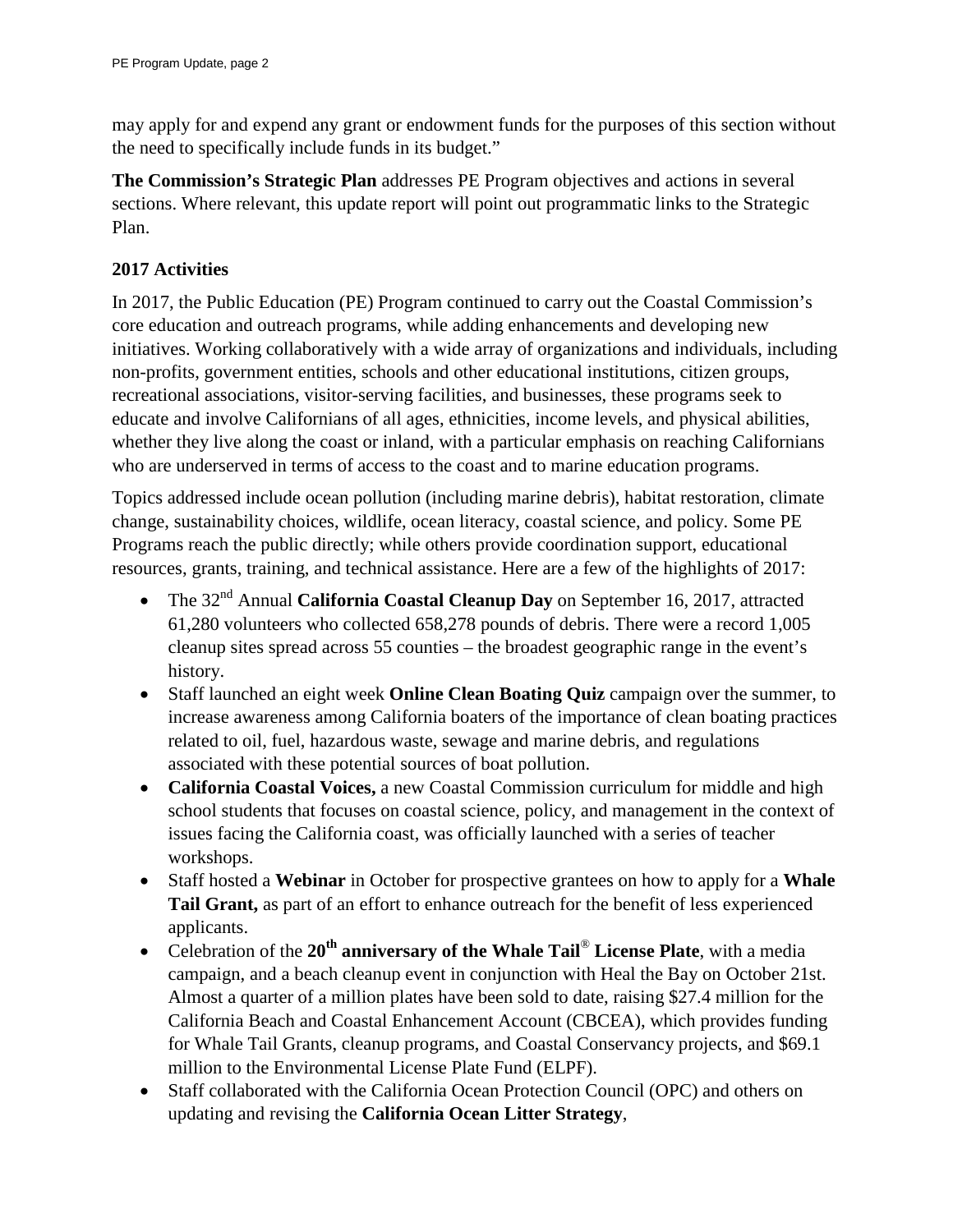may apply for and expend any grant or endowment funds for the purposes of this section without the need to specifically include funds in its budget."

**The Commission's Strategic Plan** addresses PE Program objectives and actions in several sections. Where relevant, this update report will point out programmatic links to the Strategic Plan.

### 2017 Activities

In 2017, the Public Education (PE) Program continued to carry out the Coastal Commission's core education and outreach programs, while adding enhancements and developing new initiatives. Working collaboratively with a wide array of organizations and individuals, including non-profits, government entities, schools and other educational institutions, citizen groups, recreational associations, visitor-serving facilities, and businesses, these programs seek to educate and involve Californians of all ages, ethnicities, income levels, and physical abilities, whether they live along the coast or inland, with a particular emphasis on reaching Californians who are underserved in terms of access to the coast and to marine education programs.

Topics addressed include ocean pollution (including marine debris), habitat restoration, climate change, sustainability choices, wildlife, ocean literacy, coastal science, and policy. Some PE Programs reach the public directly; while others provide coordination support, educational resources, grants, training, and technical assistance. Here are a few of the highlights of 2017:

- The 32nd Annual **California Coastal Cleanup Day** on September 16, 2017, attracted 61,280 volunteers who collected 658,278 pounds of debris. There were a record 1,005 cleanup sites spread across 55 counties – the broadest geographic range in the event's history.
- Staff launched an eight week **Online Clean Boating Quiz** campaign over the summer, to increase awareness among California boaters of the importance of clean boating practices related to oil, fuel, hazardous waste, sewage and marine debris, and regulations associated with these potential sources of boat pollution.
- **California Coastal Voices,** a new Coastal Commission curriculum for middle and high school students that focuses on coastal science, policy, and management in the context of issues facing the California coast, was officially launched with a series of teacher workshops.
- Staff hosted a **Webinar** in October for prospective grantees on how to apply for a **Whale Tail Grant,** as part of an effort to enhance outreach for the benefit of less experienced applicants.
- Celebration of the **20th anniversary of the Whale Tail® License Plate**, with a media campaign, and a beach cleanup event in conjunction with Heal the Bay on October 21st. Almost a quarter of a million plates have been sold to date, raising $27.4 million for the California Beach and Coastal Enhancement Account (CBCEA), which provides funding for Whale Tail Grants, cleanup programs, and Coastal Conservancy projects, and $69.1 million to the Environmental License Plate Fund (ELPF).
- Staff collaborated with the California Ocean Protection Council (OPC) and others on updating and revising the **California Ocean Litter Strategy**,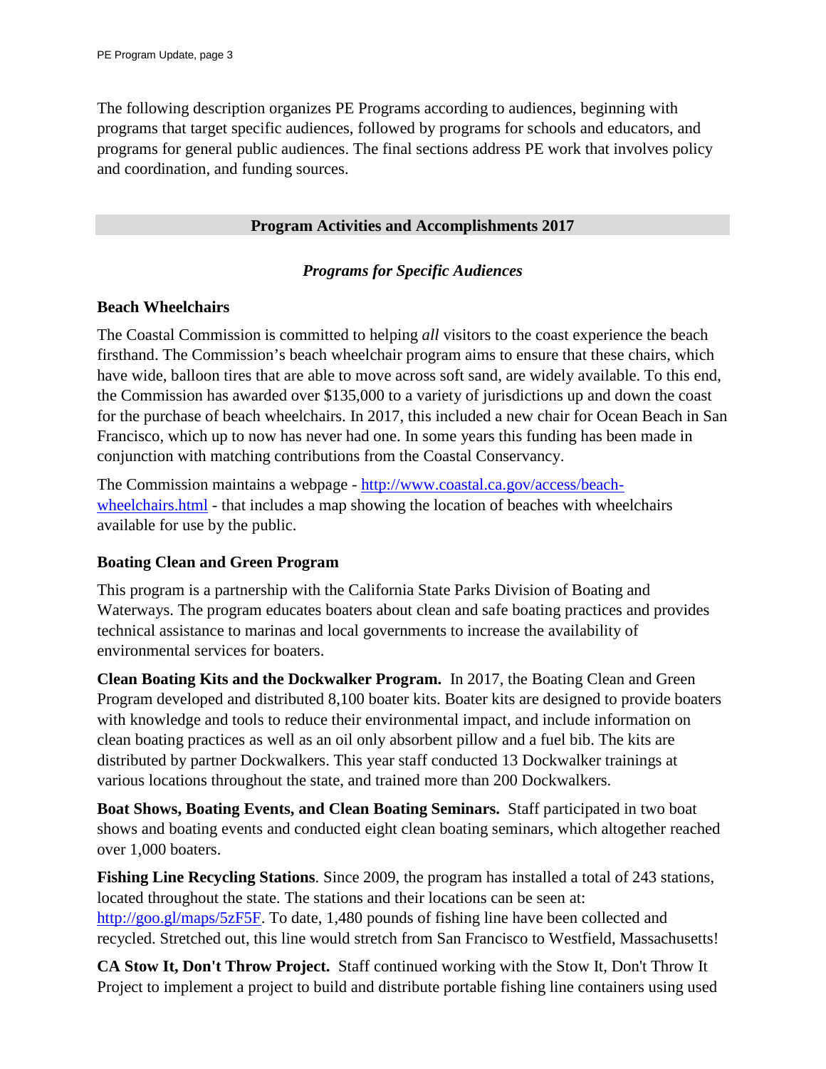The following description organizes PE Programs according to audiences, beginning with programs that target specific audiences, followed by programs for schools and educators, and programs for general public audiences. The final sections address PE work that involves policy and coordination, and funding sources.

## Program Activities and Accomplishments 2017

### *Programs for Specific Audiences*

#### Beach Wheelchairs

The Coastal Commission is committed to helping *all* visitors to the coast experience the beach firsthand. The Commission's beach wheelchair program aims to ensure that these chairs, which have wide, balloon tires that are able to move across soft sand, are widely available. To this end, the Commission has awarded over $135,000 to a variety of jurisdictions up and down the coast for the purchase of beach wheelchairs. In 2017, this included a new chair for Ocean Beach in San Francisco, which up to now has never had one. In some years this funding has been made in conjunction with matching contributions from the Coastal Conservancy.

The Commission maintains a webpage - [http://www.coastal.ca.gov/access/beach-wheelchairs.html](http://www.coastal.ca.gov/access/beach-wheelchairs.html) - that includes a map showing the location of beaches with wheelchairs available for use by the public.

#### Boating Clean and Green Program

This program is a partnership with the California State Parks Division of Boating and Waterways. The program educates boaters about clean and safe boating practices and provides technical assistance to marinas and local governments to increase the availability of environmental services for boaters.

**Clean Boating Kits and the Dockwalker Program.** In 2017, the Boating Clean and Green Program developed and distributed 8,100 boater kits. Boater kits are designed to provide boaters with knowledge and tools to reduce their environmental impact, and include information on clean boating practices as well as an oil only absorbent pillow and a fuel bib. The kits are distributed by partner Dockwalkers. This year staff conducted 13 Dockwalker trainings at various locations throughout the state, and trained more than 200 Dockwalkers.

**Boat Shows, Boating Events, and Clean Boating Seminars.** Staff participated in two boat shows and boating events and conducted eight clean boating seminars, which altogether reached over 1,000 boaters.

**Fishing Line Recycling Stations**. Since 2009, the program has installed a total of 243 stations, located throughout the state. The stations and their locations can be seen at: [http://goo.gl/maps/5zF5F](http://goo.gl/maps/5zF5F). To date, 1,480 pounds of fishing line have been collected and recycled. Stretched out, this line would stretch from San Francisco to Westfield, Massachusetts!

**CA Stow It, Don't Throw Project.** Staff continued working with the Stow It, Don't Throw It Project to implement a project to build and distribute portable fishing line containers using used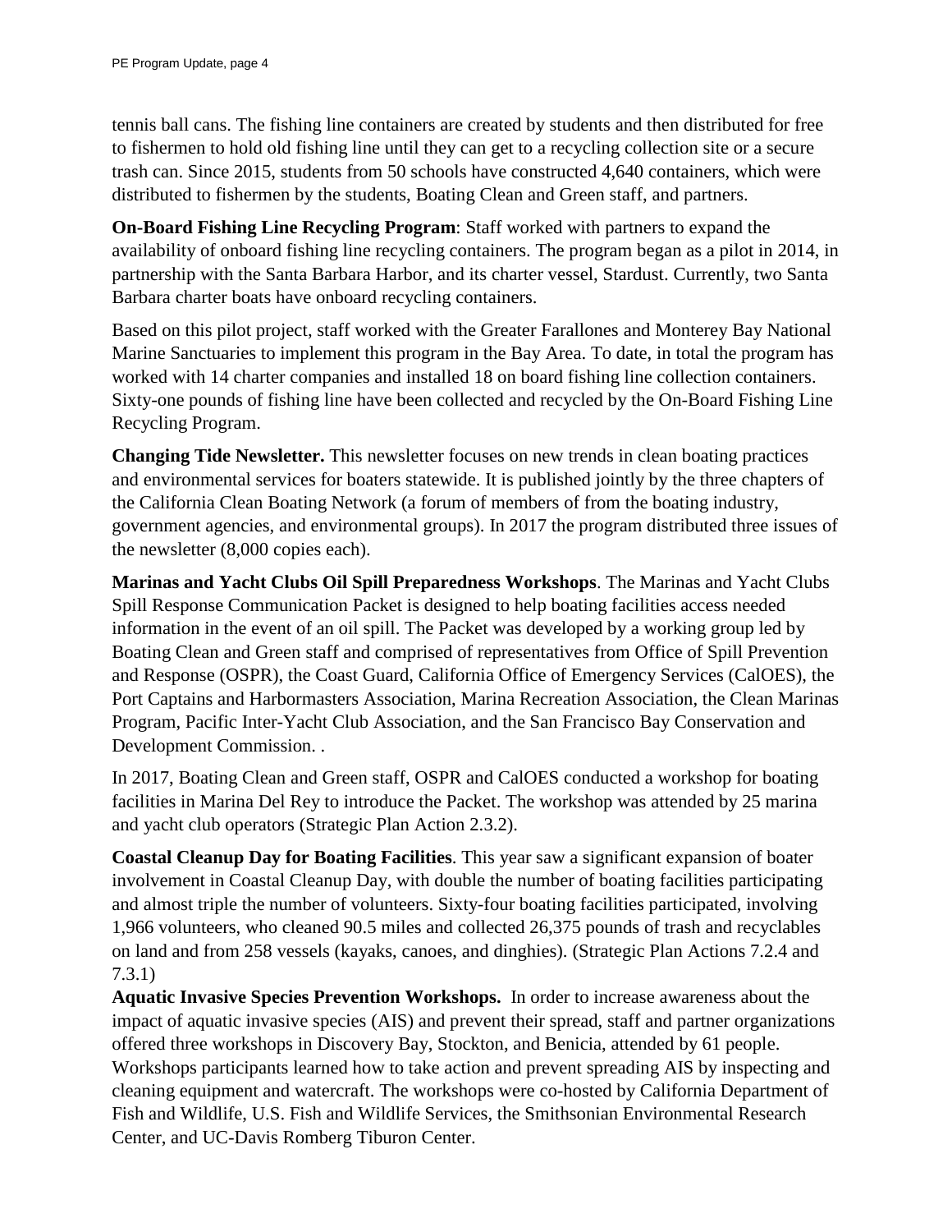tennis ball cans. The fishing line containers are created by students and then distributed for free to fishermen to hold old fishing line until they can get to a recycling collection site or a secure trash can. Since 2015, students from 50 schools have constructed 4,640 containers, which were distributed to fishermen by the students, Boating Clean and Green staff, and partners.

**On-Board Fishing Line Recycling Program**: Staff worked with partners to expand the availability of onboard fishing line recycling containers. The program began as a pilot in 2014, in partnership with the Santa Barbara Harbor, and its charter vessel, Stardust. Currently, two Santa Barbara charter boats have onboard recycling containers.

Based on this pilot project, staff worked with the Greater Farallones and Monterey Bay National Marine Sanctuaries to implement this program in the Bay Area. To date, in total the program has worked with 14 charter companies and installed 18 on board fishing line collection containers. Sixty-one pounds of fishing line have been collected and recycled by the On-Board Fishing Line Recycling Program.

**Changing Tide Newsletter.** This newsletter focuses on new trends in clean boating practices and environmental services for boaters statewide. It is published jointly by the three chapters of the California Clean Boating Network (a forum of members of from the boating industry, government agencies, and environmental groups). In 2017 the program distributed three issues of the newsletter (8,000 copies each).

**Marinas and Yacht Clubs Oil Spill Preparedness Workshops**. The Marinas and Yacht Clubs Spill Response Communication Packet is designed to help boating facilities access needed information in the event of an oil spill. The Packet was developed by a working group led by Boating Clean and Green staff and comprised of representatives from Office of Spill Prevention and Response (OSPR), the Coast Guard, California Office of Emergency Services (CalOES), the Port Captains and Harbormasters Association, Marina Recreation Association, the Clean Marinas Program, Pacific Inter-Yacht Club Association, and the San Francisco Bay Conservation and Development Commission. .

In 2017, Boating Clean and Green staff, OSPR and CalOES conducted a workshop for boating facilities in Marina Del Rey to introduce the Packet. The workshop was attended by 25 marina and yacht club operators (Strategic Plan Action 2.3.2).

**Coastal Cleanup Day for Boating Facilities**. This year saw a significant expansion of boater involvement in Coastal Cleanup Day, with double the number of boating facilities participating and almost triple the number of volunteers. Sixty-four boating facilities participated, involving 1,966 volunteers, who cleaned 90.5 miles and collected 26,375 pounds of trash and recyclables on land and from 258 vessels (kayaks, canoes, and dinghies). (Strategic Plan Actions 7.2.4 and 7.3.1)

**Aquatic Invasive Species Prevention Workshops.** In order to increase awareness about the impact of aquatic invasive species (AIS) and prevent their spread, staff and partner organizations offered three workshops in Discovery Bay, Stockton, and Benicia, attended by 61 people. Workshops participants learned how to take action and prevent spreading AIS by inspecting and cleaning equipment and watercraft. The workshops were co-hosted by California Department of Fish and Wildlife, U.S. Fish and Wildlife Services, the Smithsonian Environmental Research Center, and UC-Davis Romberg Tiburon Center.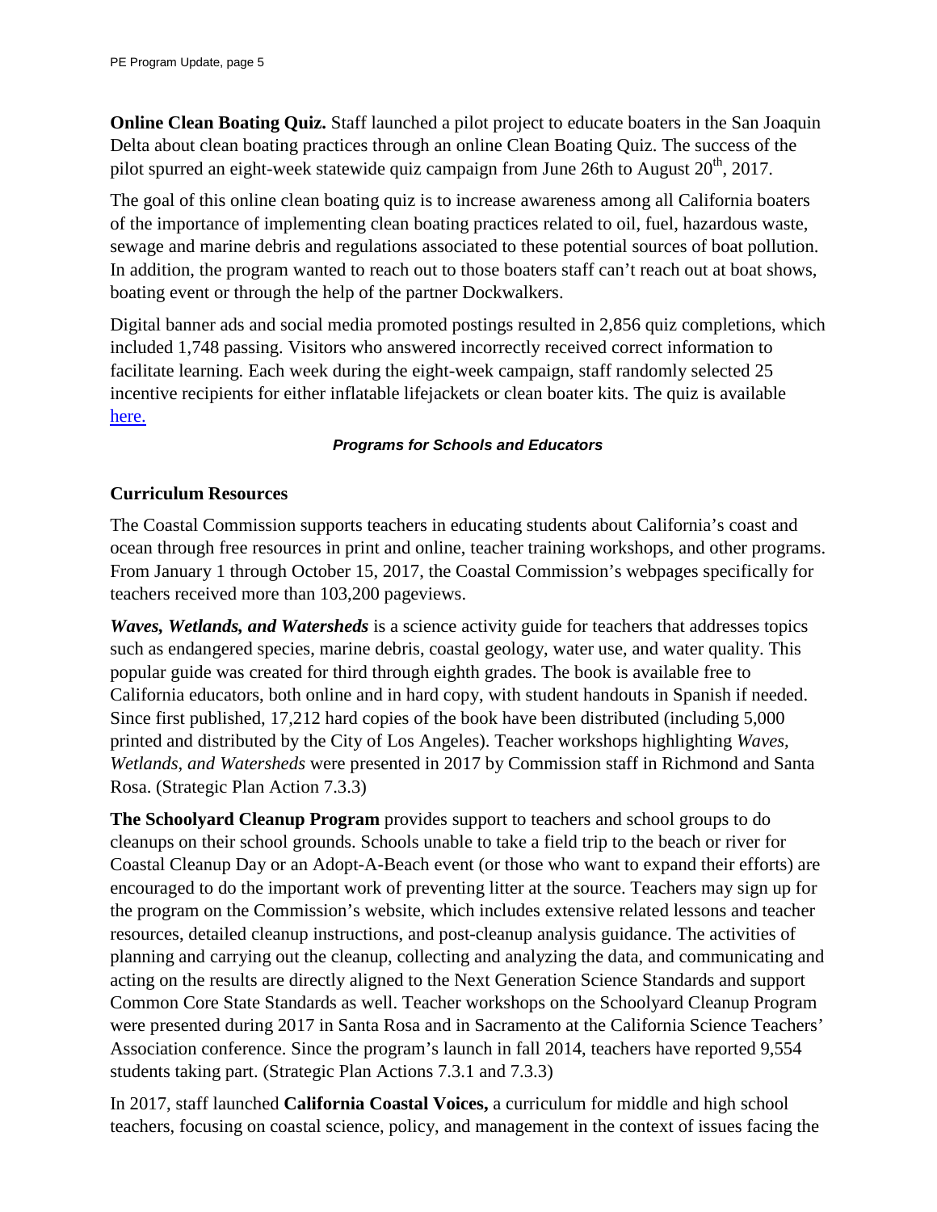**Online Clean Boating Quiz.** Staff launched a pilot project to educate boaters in the San Joaquin Delta about clean boating practices through an online Clean Boating Quiz. The success of the pilot spurred an eight-week statewide quiz campaign from June 26th to August 20th, 2017.

The goal of this online clean boating quiz is to increase awareness among all California boaters of the importance of implementing clean boating practices related to oil, fuel, hazardous waste, sewage and marine debris and regulations associated to these potential sources of boat pollution. In addition, the program wanted to reach out to those boaters staff can't reach out at boat shows, boating event or through the help of the partner Dockwalkers.

Digital banner ads and social media promoted postings resulted in 2,856 quiz completions, which included 1,748 passing. Visitors who answered incorrectly received correct information to facilitate learning. Each week during the eight-week campaign, staff randomly selected 25 incentive recipients for either inflatable lifejackets or clean boater kits. The quiz is available here.

***Programs for Schools and Educators***

**Curriculum Resources**

The Coastal Commission supports teachers in educating students about California's coast and ocean through free resources in print and online, teacher training workshops, and other programs. From January 1 through October 15, 2017, the Coastal Commission's webpages specifically for teachers received more than 103,200 pageviews.

***Waves, Wetlands, and Watersheds*** is a science activity guide for teachers that addresses topics such as endangered species, marine debris, coastal geology, water use, and water quality. This popular guide was created for third through eighth grades. The book is available free to California educators, both online and in hard copy, with student handouts in Spanish if needed. Since first published, 17,212 hard copies of the book have been distributed (including 5,000 printed and distributed by the City of Los Angeles). Teacher workshops highlighting *Waves, Wetlands, and Watersheds* were presented in 2017 by Commission staff in Richmond and Santa Rosa. (Strategic Plan Action 7.3.3)

**The Schoolyard Cleanup Program** provides support to teachers and school groups to do cleanups on their school grounds. Schools unable to take a field trip to the beach or river for Coastal Cleanup Day or an Adopt-A-Beach event (or those who want to expand their efforts) are encouraged to do the important work of preventing litter at the source. Teachers may sign up for the program on the Commission's website, which includes extensive related lessons and teacher resources, detailed cleanup instructions, and post-cleanup analysis guidance. The activities of planning and carrying out the cleanup, collecting and analyzing the data, and communicating and acting on the results are directly aligned to the Next Generation Science Standards and support Common Core State Standards as well. Teacher workshops on the Schoolyard Cleanup Program were presented during 2017 in Santa Rosa and in Sacramento at the California Science Teachers' Association conference. Since the program's launch in fall 2014, teachers have reported 9,554 students taking part. (Strategic Plan Actions 7.3.1 and 7.3.3)

In 2017, staff launched **California Coastal Voices,** a curriculum for middle and high school teachers, focusing on coastal science, policy, and management in the context of issues facing the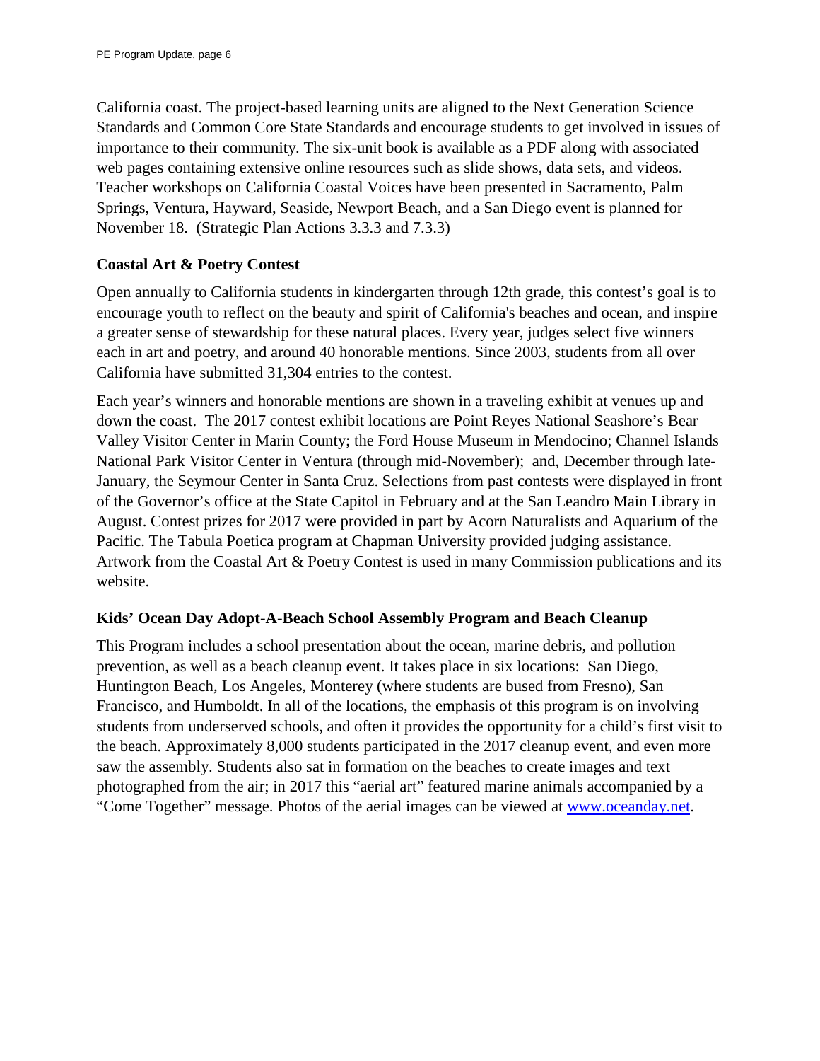California coast. The project-based learning units are aligned to the Next Generation Science Standards and Common Core State Standards and encourage students to get involved in issues of importance to their community. The six-unit book is available as a PDF along with associated web pages containing extensive online resources such as slide shows, data sets, and videos. Teacher workshops on California Coastal Voices have been presented in Sacramento, Palm Springs, Ventura, Hayward, Seaside, Newport Beach, and a San Diego event is planned for November 18. (Strategic Plan Actions 3.3.3 and 7.3.3)

**Coastal Art & Poetry Contest**

Open annually to California students in kindergarten through 12th grade, this contest's goal is to encourage youth to reflect on the beauty and spirit of California's beaches and ocean, and inspire a greater sense of stewardship for these natural places. Every year, judges select five winners each in art and poetry, and around 40 honorable mentions. Since 2003, students from all over California have submitted 31,304 entries to the contest.

Each year's winners and honorable mentions are shown in a traveling exhibit at venues up and down the coast. The 2017 contest exhibit locations are Point Reyes National Seashore's Bear Valley Visitor Center in Marin County; the Ford House Museum in Mendocino; Channel Islands National Park Visitor Center in Ventura (through mid-November); and, December through late-January, the Seymour Center in Santa Cruz. Selections from past contests were displayed in front of the Governor's office at the State Capitol in February and at the San Leandro Main Library in August. Contest prizes for 2017 were provided in part by Acorn Naturalists and Aquarium of the Pacific. The Tabula Poetica program at Chapman University provided judging assistance. Artwork from the Coastal Art & Poetry Contest is used in many Commission publications and its website.

**Kids' Ocean Day Adopt-A-Beach School Assembly Program and Beach Cleanup**

This Program includes a school presentation about the ocean, marine debris, and pollution prevention, as well as a beach cleanup event. It takes place in six locations: San Diego, Huntington Beach, Los Angeles, Monterey (where students are bused from Fresno), San Francisco, and Humboldt. In all of the locations, the emphasis of this program is on involving students from underserved schools, and often it provides the opportunity for a child's first visit to the beach. Approximately 8,000 students participated in the 2017 cleanup event, and even more saw the assembly. Students also sat in formation on the beaches to create images and text photographed from the air; in 2017 this "aerial art" featured marine animals accompanied by a "Come Together" message. Photos of the aerial images can be viewed at [www.oceanday.net](http://www.oceanday.net).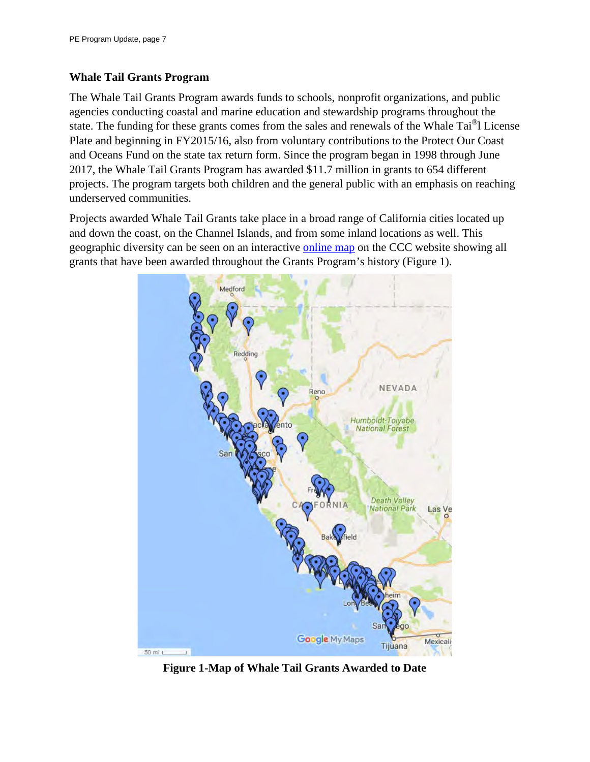## Whale Tail Grants Program

The Whale Tail Grants Program awards funds to schools, nonprofit organizations, and public agencies conducting coastal and marine education and stewardship programs throughout the state. The funding for these grants comes from the sales and renewals of the Whale Tai®l License Plate and beginning in FY2015/16, also from voluntary contributions to the Protect Our Coast and Oceans Fund on the state tax return form. Since the program began in 1998 through June 2017, the Whale Tail Grants Program has awarded $11.7 million in grants to 654 different projects. The program targets both children and the general public with an emphasis on reaching underserved communities.

Projects awarded Whale Tail Grants take place in a broad range of California cities located up and down the coast, on the Channel Islands, and from some inland locations as well. This geographic diversity can be seen on an interactive online map on the CCC website showing all grants that have been awarded throughout the Grants Program's history (Figure 1).

**Figure 1-Map of Whale Tail Grants Awarded to Date**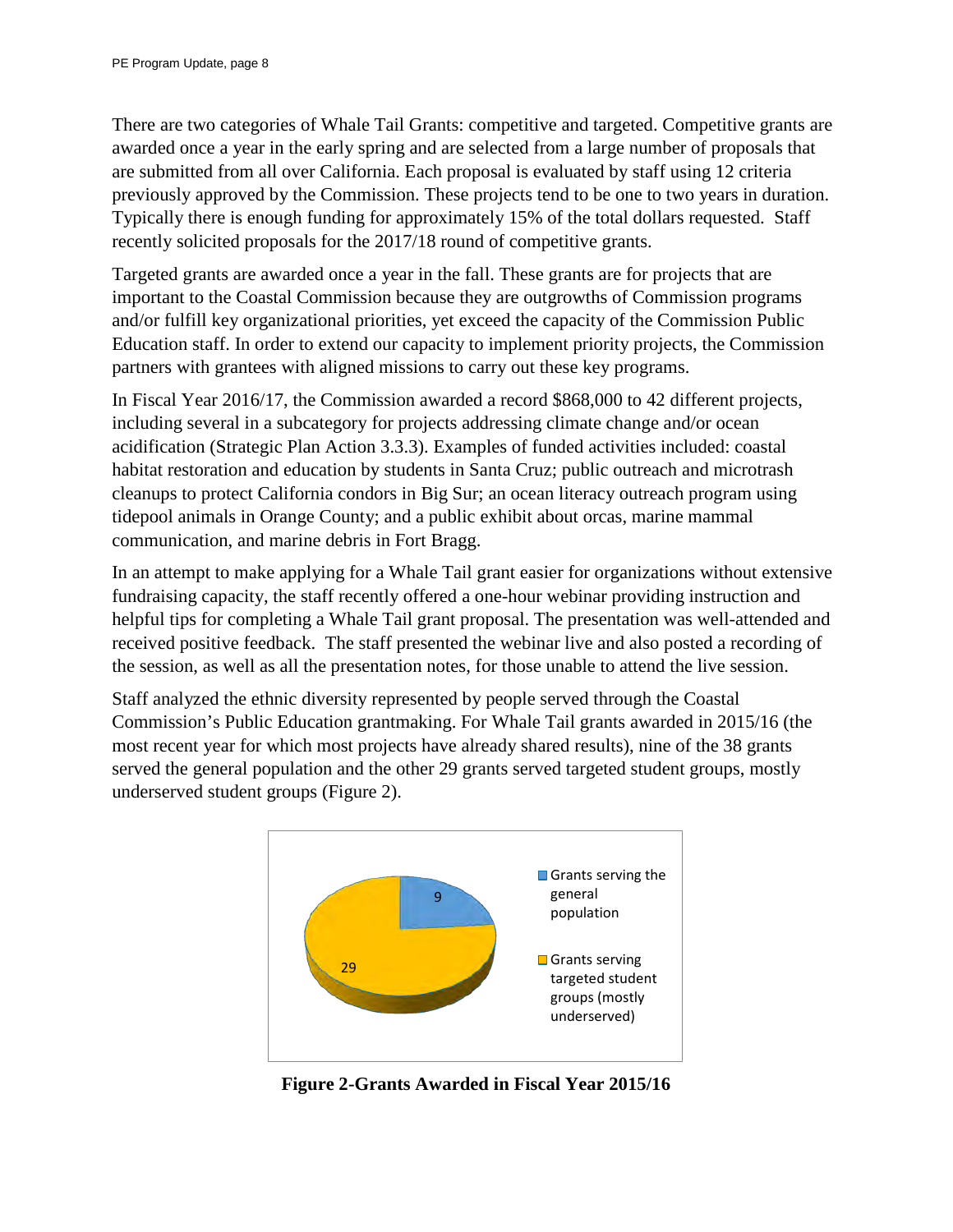There are two categories of Whale Tail Grants: competitive and targeted. Competitive grants are awarded once a year in the early spring and are selected from a large number of proposals that are submitted from all over California. Each proposal is evaluated by staff using 12 criteria previously approved by the Commission. These projects tend to be one to two years in duration. Typically there is enough funding for approximately 15% of the total dollars requested. Staff recently solicited proposals for the 2017/18 round of competitive grants.

Targeted grants are awarded once a year in the fall. These grants are for projects that are important to the Coastal Commission because they are outgrowths of Commission programs and/or fulfill key organizational priorities, yet exceed the capacity of the Commission Public Education staff. In order to extend our capacity to implement priority projects, the Commission partners with grantees with aligned missions to carry out these key programs.

In Fiscal Year 2016/17, the Commission awarded a record $868,000 to 42 different projects, including several in a subcategory for projects addressing climate change and/or ocean acidification (Strategic Plan Action 3.3.3). Examples of funded activities included: coastal habitat restoration and education by students in Santa Cruz; public outreach and microtrash cleanups to protect California condors in Big Sur; an ocean literacy outreach program using tidepool animals in Orange County; and a public exhibit about orcas, marine mammal communication, and marine debris in Fort Bragg.

In an attempt to make applying for a Whale Tail grant easier for organizations without extensive fundraising capacity, the staff recently offered a one-hour webinar providing instruction and helpful tips for completing a Whale Tail grant proposal. The presentation was well-attended and received positive feedback. The staff presented the webinar live and also posted a recording of the session, as well as all the presentation notes, for those unable to attend the live session.

Staff analyzed the ethnic diversity represented by people served through the Coastal Commission's Public Education grantmaking. For Whale Tail grants awarded in 2015/16 (the most recent year for which most projects have already shared results), nine of the 38 grants served the general population and the other 29 grants served targeted student groups, mostly underserved student groups (Figure 2).

| Category | Grants |
| --- | --- |
| Grants serving the general population | 9 |
| Grants serving targeted student groups (mostly underserved) | 29 |

**Figure 2-Grants Awarded in Fiscal Year 2015/16**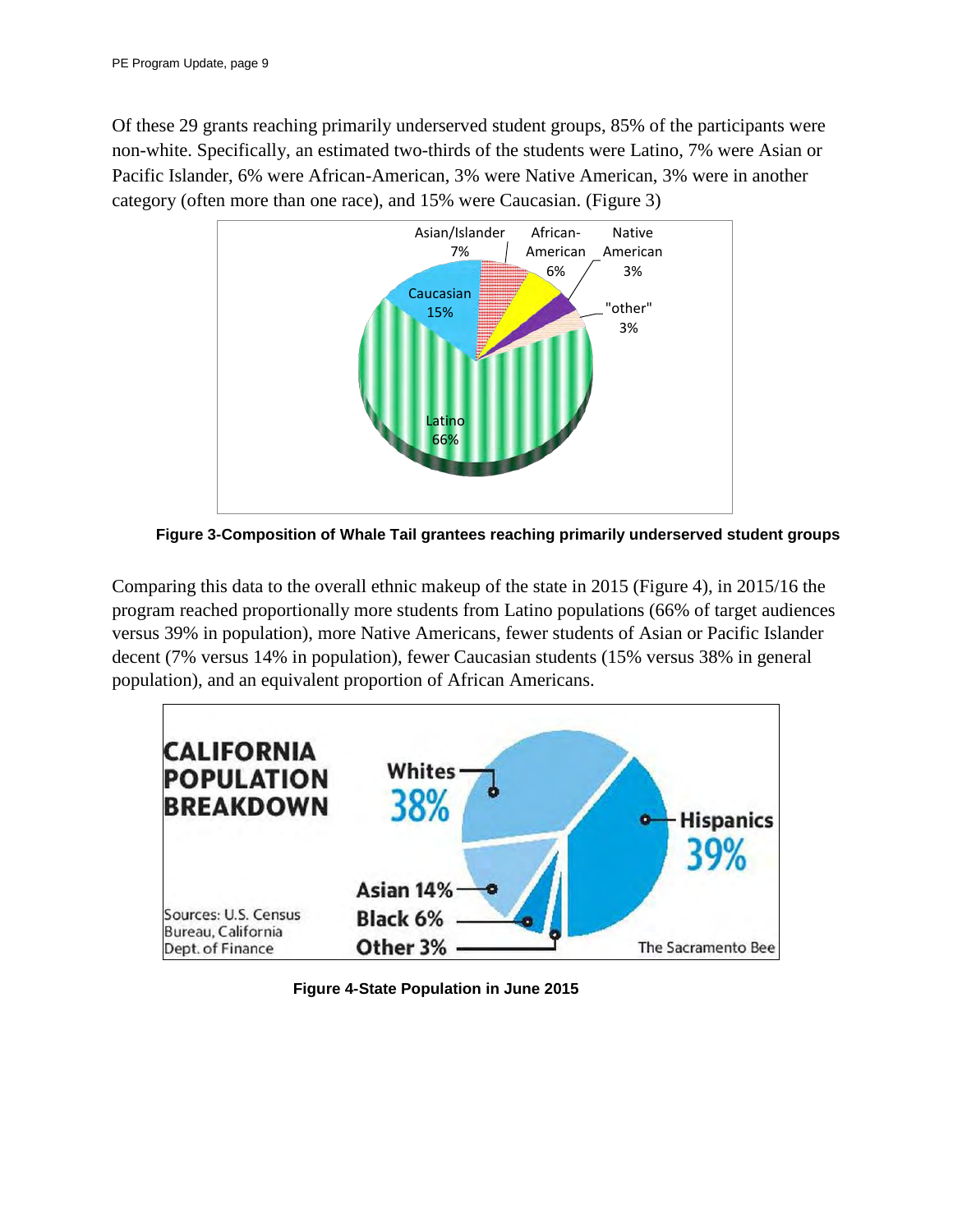Of these 29 grants reaching primarily underserved student groups, 85% of the participants were non-white. Specifically, an estimated two-thirds of the students were Latino, 7% were Asian or Pacific Islander, 6% were African-American, 3% were Native American, 3% were in another category (often more than one race), and 15% were Caucasian. (Figure 3)

**Figure 3-Composition of Whale Tail grantees reaching primarily underserved student groups**

Comparing this data to the overall ethnic makeup of the state in 2015 (Figure 4), in 2015/16 the program reached proportionally more students from Latino populations (66% of target audiences versus 39% in population), more Native Americans, fewer students of Asian or Pacific Islander decent (7% versus 14% in population), fewer Caucasian students (15% versus 38% in general population), and an equivalent proportion of African Americans.

**Figure 4-State Population in June 2015**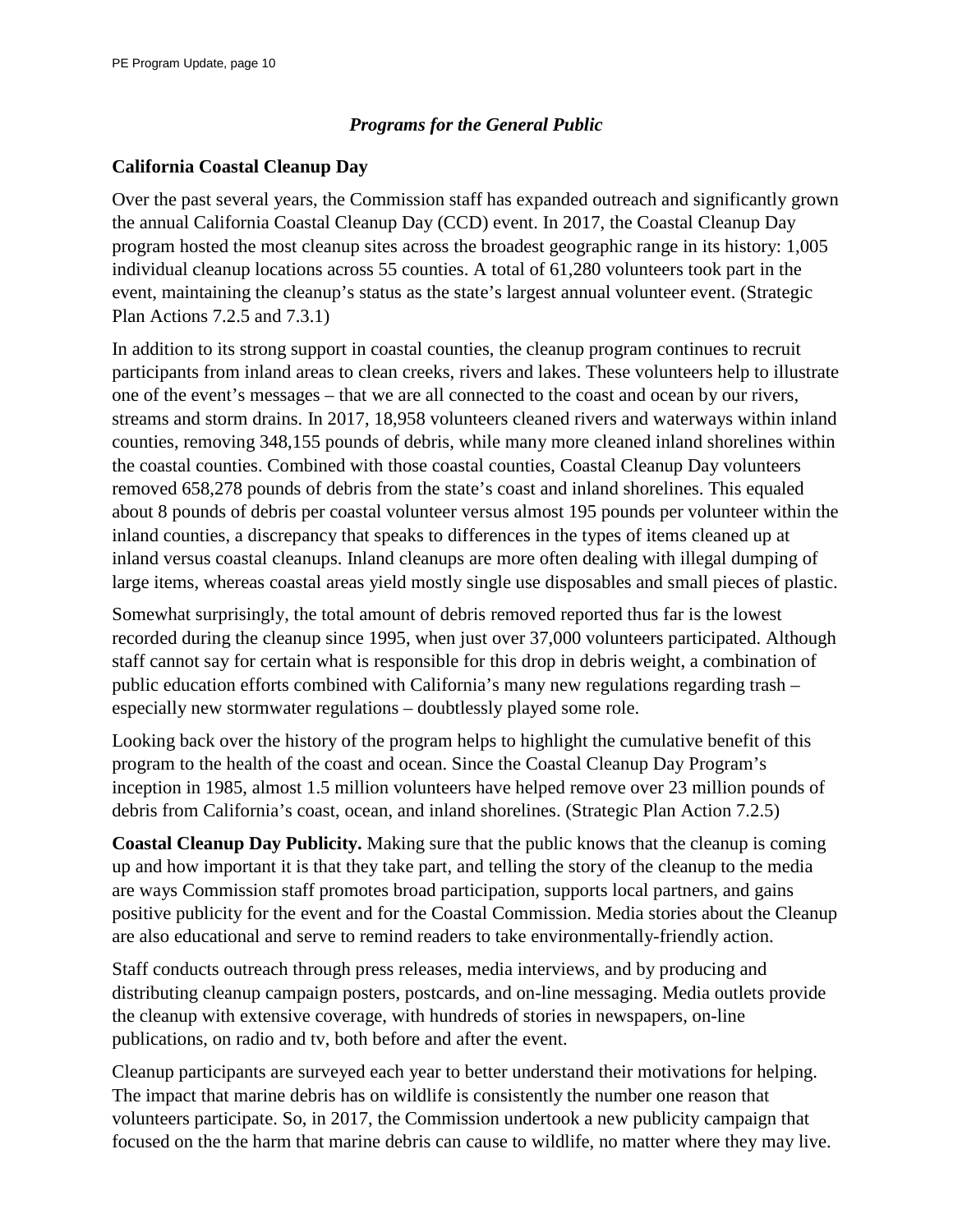## *Programs for the General Public*

### California Coastal Cleanup Day

Over the past several years, the Commission staff has expanded outreach and significantly grown the annual California Coastal Cleanup Day (CCD) event. In 2017, the Coastal Cleanup Day program hosted the most cleanup sites across the broadest geographic range in its history: 1,005 individual cleanup locations across 55 counties. A total of 61,280 volunteers took part in the event, maintaining the cleanup's status as the state's largest annual volunteer event. (Strategic Plan Actions 7.2.5 and 7.3.1)

In addition to its strong support in coastal counties, the cleanup program continues to recruit participants from inland areas to clean creeks, rivers and lakes. These volunteers help to illustrate one of the event's messages – that we are all connected to the coast and ocean by our rivers, streams and storm drains. In 2017, 18,958 volunteers cleaned rivers and waterways within inland counties, removing 348,155 pounds of debris, while many more cleaned inland shorelines within the coastal counties. Combined with those coastal counties, Coastal Cleanup Day volunteers removed 658,278 pounds of debris from the state's coast and inland shorelines. This equaled about 8 pounds of debris per coastal volunteer versus almost 195 pounds per volunteer within the inland counties, a discrepancy that speaks to differences in the types of items cleaned up at inland versus coastal cleanups. Inland cleanups are more often dealing with illegal dumping of large items, whereas coastal areas yield mostly single use disposables and small pieces of plastic.

Somewhat surprisingly, the total amount of debris removed reported thus far is the lowest recorded during the cleanup since 1995, when just over 37,000 volunteers participated. Although staff cannot say for certain what is responsible for this drop in debris weight, a combination of public education efforts combined with California's many new regulations regarding trash – especially new stormwater regulations – doubtlessly played some role.

Looking back over the history of the program helps to highlight the cumulative benefit of this program to the health of the coast and ocean. Since the Coastal Cleanup Day Program's inception in 1985, almost 1.5 million volunteers have helped remove over 23 million pounds of debris from California's coast, ocean, and inland shorelines. (Strategic Plan Action 7.2.5)

**Coastal Cleanup Day Publicity.** Making sure that the public knows that the cleanup is coming up and how important it is that they take part, and telling the story of the cleanup to the media are ways Commission staff promotes broad participation, supports local partners, and gains positive publicity for the event and for the Coastal Commission. Media stories about the Cleanup are also educational and serve to remind readers to take environmentally-friendly action.

Staff conducts outreach through press releases, media interviews, and by producing and distributing cleanup campaign posters, postcards, and on-line messaging. Media outlets provide the cleanup with extensive coverage, with hundreds of stories in newspapers, on-line publications, on radio and tv, both before and after the event.

Cleanup participants are surveyed each year to better understand their motivations for helping. The impact that marine debris has on wildlife is consistently the number one reason that volunteers participate. So, in 2017, the Commission undertook a new publicity campaign that focused on the the harm that marine debris can cause to wildlife, no matter where they may live.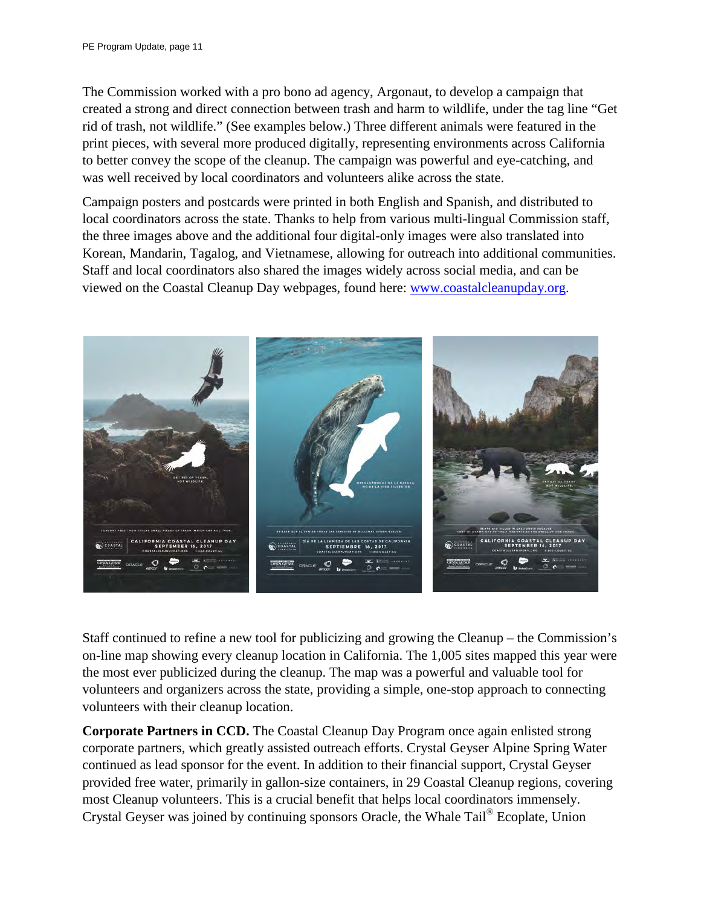The Commission worked with a pro bono ad agency, Argonaut, to develop a campaign that created a strong and direct connection between trash and harm to wildlife, under the tag line "Get rid of trash, not wildlife." (See examples below.) Three different animals were featured in the print pieces, with several more produced digitally, representing environments across California to better convey the scope of the cleanup. The campaign was powerful and eye-catching, and was well received by local coordinators and volunteers alike across the state.

Campaign posters and postcards were printed in both English and Spanish, and distributed to local coordinators across the state. Thanks to help from various multi-lingual Commission staff, the three images above and the additional four digital-only images were also translated into Korean, Mandarin, Tagalog, and Vietnamese, allowing for outreach into additional communities. Staff and local coordinators also shared the images widely across social media, and can be viewed on the Coastal Cleanup Day webpages, found here: www.coastalcleanupday.org.

Staff continued to refine a new tool for publicizing and growing the Cleanup – the Commission's on-line map showing every cleanup location in California. The 1,005 sites mapped this year were the most ever publicized during the cleanup. The map was a powerful and valuable tool for volunteers and organizers across the state, providing a simple, one-stop approach to connecting volunteers with their cleanup location.

**Corporate Partners in CCD.** The Coastal Cleanup Day Program once again enlisted strong corporate partners, which greatly assisted outreach efforts. Crystal Geyser Alpine Spring Water continued as lead sponsor for the event. In addition to their financial support, Crystal Geyser provided free water, primarily in gallon-size containers, in 29 Coastal Cleanup regions, covering most Cleanup volunteers. This is a crucial benefit that helps local coordinators immensely. Crystal Geyser was joined by continuing sponsors Oracle, the Whale Tail® Ecoplate, Union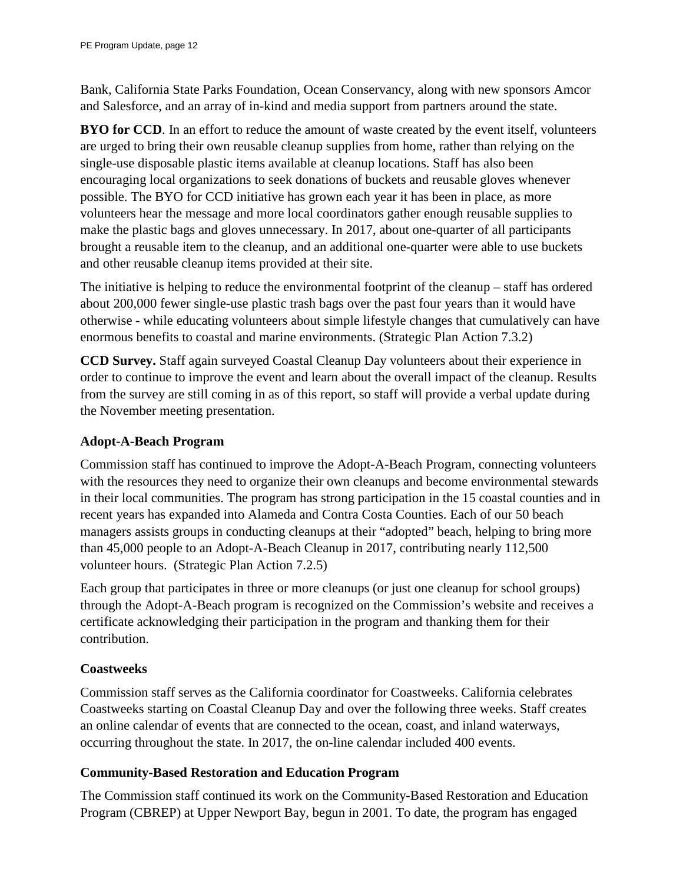Bank, California State Parks Foundation, Ocean Conservancy, along with new sponsors Amcor and Salesforce, and an array of in-kind and media support from partners around the state.

**BYO for CCD**. In an effort to reduce the amount of waste created by the event itself, volunteers are urged to bring their own reusable cleanup supplies from home, rather than relying on the single-use disposable plastic items available at cleanup locations. Staff has also been encouraging local organizations to seek donations of buckets and reusable gloves whenever possible. The BYO for CCD initiative has grown each year it has been in place, as more volunteers hear the message and more local coordinators gather enough reusable supplies to make the plastic bags and gloves unnecessary. In 2017, about one-quarter of all participants brought a reusable item to the cleanup, and an additional one-quarter were able to use buckets and other reusable cleanup items provided at their site.

The initiative is helping to reduce the environmental footprint of the cleanup – staff has ordered about 200,000 fewer single-use plastic trash bags over the past four years than it would have otherwise - while educating volunteers about simple lifestyle changes that cumulatively can have enormous benefits to coastal and marine environments. (Strategic Plan Action 7.3.2)

**CCD Survey.** Staff again surveyed Coastal Cleanup Day volunteers about their experience in order to continue to improve the event and learn about the overall impact of the cleanup. Results from the survey are still coming in as of this report, so staff will provide a verbal update during the November meeting presentation.

### Adopt-A-Beach Program

Commission staff has continued to improve the Adopt-A-Beach Program, connecting volunteers with the resources they need to organize their own cleanups and become environmental stewards in their local communities. The program has strong participation in the 15 coastal counties and in recent years has expanded into Alameda and Contra Costa Counties. Each of our 50 beach managers assists groups in conducting cleanups at their "adopted" beach, helping to bring more than 45,000 people to an Adopt-A-Beach Cleanup in 2017, contributing nearly 112,500 volunteer hours. (Strategic Plan Action 7.2.5)

Each group that participates in three or more cleanups (or just one cleanup for school groups) through the Adopt-A-Beach program is recognized on the Commission's website and receives a certificate acknowledging their participation in the program and thanking them for their contribution.

### Coastweeks

Commission staff serves as the California coordinator for Coastweeks. California celebrates Coastweeks starting on Coastal Cleanup Day and over the following three weeks. Staff creates an online calendar of events that are connected to the ocean, coast, and inland waterways, occurring throughout the state. In 2017, the on-line calendar included 400 events.

### Community-Based Restoration and Education Program

The Commission staff continued its work on the Community-Based Restoration and Education Program (CBREP) at Upper Newport Bay, begun in 2001. To date, the program has engaged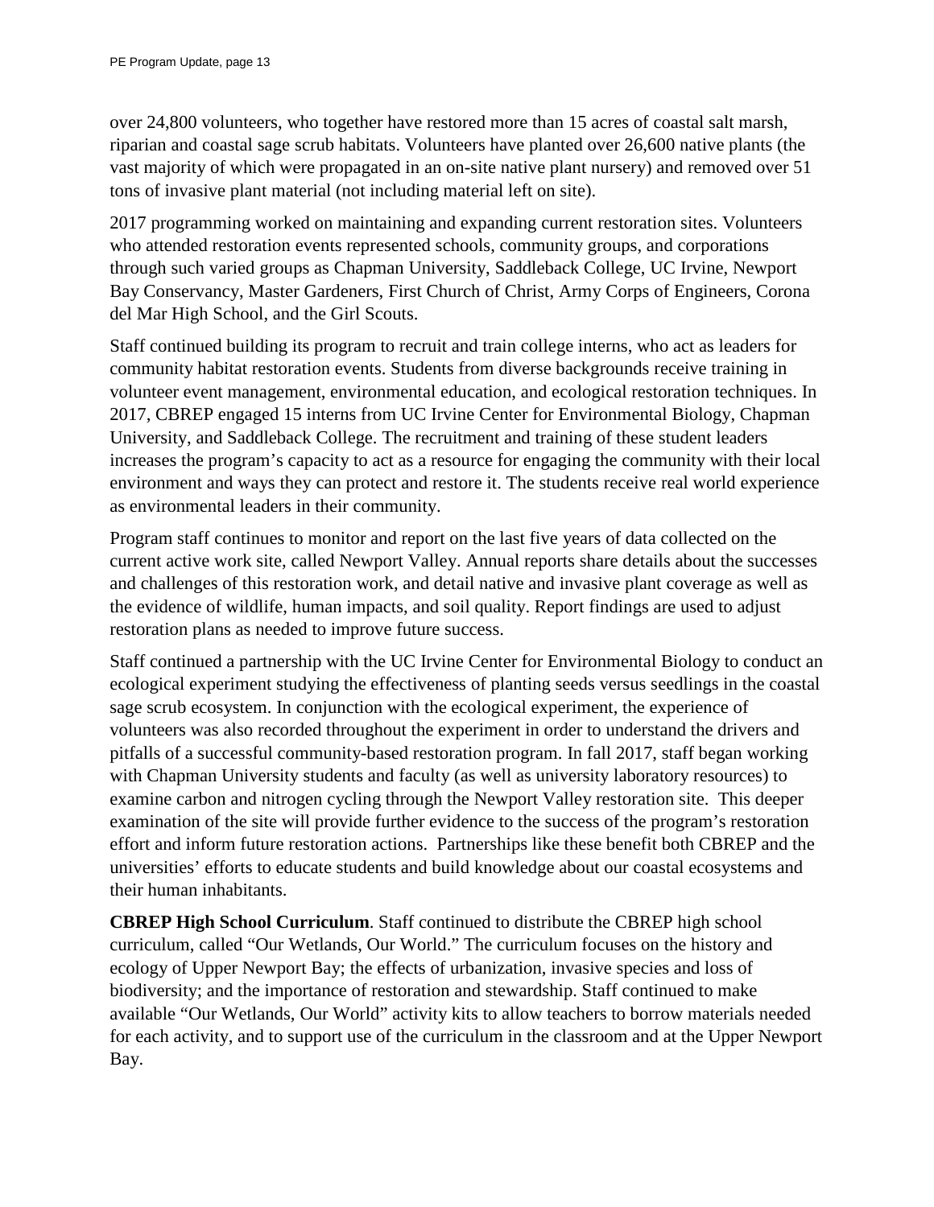over 24,800 volunteers, who together have restored more than 15 acres of coastal salt marsh, riparian and coastal sage scrub habitats. Volunteers have planted over 26,600 native plants (the vast majority of which were propagated in an on-site native plant nursery) and removed over 51 tons of invasive plant material (not including material left on site).

2017 programming worked on maintaining and expanding current restoration sites. Volunteers who attended restoration events represented schools, community groups, and corporations through such varied groups as Chapman University, Saddleback College, UC Irvine, Newport Bay Conservancy, Master Gardeners, First Church of Christ, Army Corps of Engineers, Corona del Mar High School, and the Girl Scouts.

Staff continued building its program to recruit and train college interns, who act as leaders for community habitat restoration events. Students from diverse backgrounds receive training in volunteer event management, environmental education, and ecological restoration techniques. In 2017, CBREP engaged 15 interns from UC Irvine Center for Environmental Biology, Chapman University, and Saddleback College. The recruitment and training of these student leaders increases the program's capacity to act as a resource for engaging the community with their local environment and ways they can protect and restore it. The students receive real world experience as environmental leaders in their community.

Program staff continues to monitor and report on the last five years of data collected on the current active work site, called Newport Valley. Annual reports share details about the successes and challenges of this restoration work, and detail native and invasive plant coverage as well as the evidence of wildlife, human impacts, and soil quality. Report findings are used to adjust restoration plans as needed to improve future success.

Staff continued a partnership with the UC Irvine Center for Environmental Biology to conduct an ecological experiment studying the effectiveness of planting seeds versus seedlings in the coastal sage scrub ecosystem. In conjunction with the ecological experiment, the experience of volunteers was also recorded throughout the experiment in order to understand the drivers and pitfalls of a successful community-based restoration program. In fall 2017, staff began working with Chapman University students and faculty (as well as university laboratory resources) to examine carbon and nitrogen cycling through the Newport Valley restoration site. This deeper examination of the site will provide further evidence to the success of the program's restoration effort and inform future restoration actions. Partnerships like these benefit both CBREP and the universities' efforts to educate students and build knowledge about our coastal ecosystems and their human inhabitants.

**CBREP High School Curriculum**. Staff continued to distribute the CBREP high school curriculum, called "Our Wetlands, Our World." The curriculum focuses on the history and ecology of Upper Newport Bay; the effects of urbanization, invasive species and loss of biodiversity; and the importance of restoration and stewardship. Staff continued to make available "Our Wetlands, Our World" activity kits to allow teachers to borrow materials needed for each activity, and to support use of the curriculum in the classroom and at the Upper Newport Bay.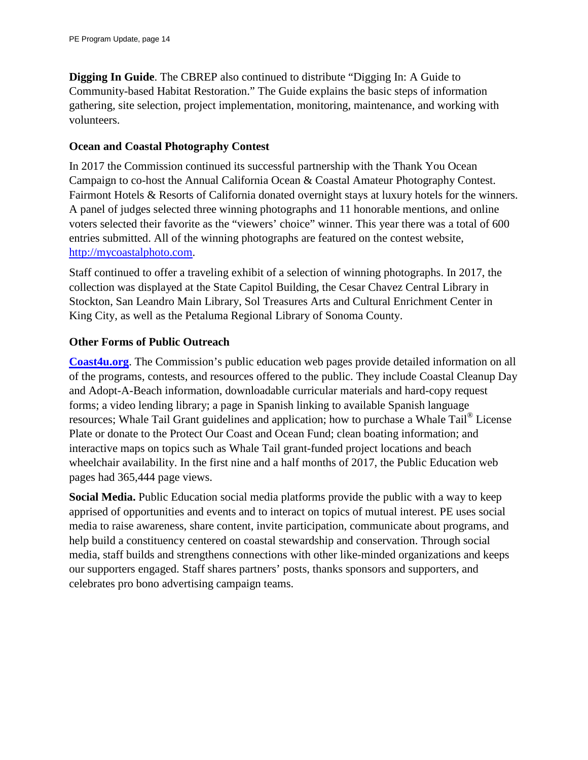**Digging In Guide**. The CBREP also continued to distribute "Digging In: A Guide to Community-based Habitat Restoration." The Guide explains the basic steps of information gathering, site selection, project implementation, monitoring, maintenance, and working with volunteers.

### Ocean and Coastal Photography Contest

In 2017 the Commission continued its successful partnership with the Thank You Ocean Campaign to co-host the Annual California Ocean & Coastal Amateur Photography Contest. Fairmont Hotels & Resorts of California donated overnight stays at luxury hotels for the winners. A panel of judges selected three winning photographs and 11 honorable mentions, and online voters selected their favorite as the "viewers' choice" winner. This year there was a total of 600 entries submitted. All of the winning photographs are featured on the contest website, [http://mycoastalphoto.com](http://mycoastalphoto.com).

Staff continued to offer a traveling exhibit of a selection of winning photographs. In 2017, the collection was displayed at the State Capitol Building, the Cesar Chavez Central Library in Stockton, San Leandro Main Library, Sol Treasures Arts and Cultural Enrichment Center in King City, as well as the Petaluma Regional Library of Sonoma County.

### Other Forms of Public Outreach

**[Coast4u.org](Coast4u.org)**. The Commission's public education web pages provide detailed information on all of the programs, contests, and resources offered to the public. They include Coastal Cleanup Day and Adopt-A-Beach information, downloadable curricular materials and hard-copy request forms; a video lending library; a page in Spanish linking to available Spanish language resources; Whale Tail Grant guidelines and application; how to purchase a Whale Tail® License Plate or donate to the Protect Our Coast and Ocean Fund; clean boating information; and interactive maps on topics such as Whale Tail grant-funded project locations and beach wheelchair availability. In the first nine and a half months of 2017, the Public Education web pages had 365,444 page views.

**Social Media.** Public Education social media platforms provide the public with a way to keep apprised of opportunities and events and to interact on topics of mutual interest. PE uses social media to raise awareness, share content, invite participation, communicate about programs, and help build a constituency centered on coastal stewardship and conservation. Through social media, staff builds and strengthens connections with other like-minded organizations and keeps our supporters engaged. Staff shares partners' posts, thanks sponsors and supporters, and celebrates pro bono advertising campaign teams.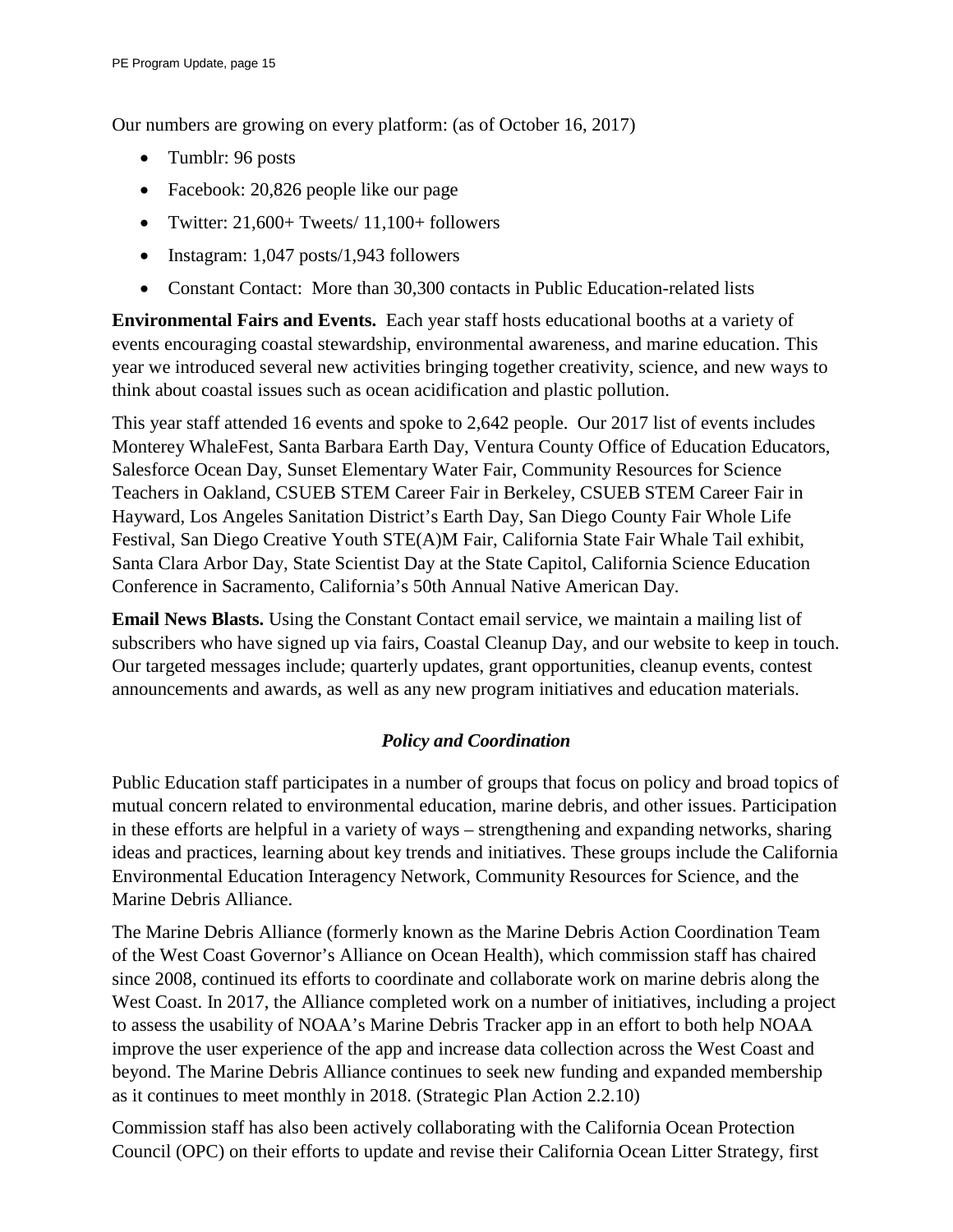Our numbers are growing on every platform: (as of October 16, 2017)

- Tumblr: 96 posts
- Facebook: 20,826 people like our page
- Twitter: 21,600+ Tweets/ 11,100+ followers
- Instagram: 1,047 posts/1,943 followers
- Constant Contact: More than 30,300 contacts in Public Education-related lists

**Environmental Fairs and Events.** Each year staff hosts educational booths at a variety of events encouraging coastal stewardship, environmental awareness, and marine education. This year we introduced several new activities bringing together creativity, science, and new ways to think about coastal issues such as ocean acidification and plastic pollution.

This year staff attended 16 events and spoke to 2,642 people. Our 2017 list of events includes Monterey WhaleFest, Santa Barbara Earth Day, Ventura County Office of Education Educators, Salesforce Ocean Day, Sunset Elementary Water Fair, Community Resources for Science Teachers in Oakland, CSUEB STEM Career Fair in Berkeley, CSUEB STEM Career Fair in Hayward, Los Angeles Sanitation District's Earth Day, San Diego County Fair Whole Life Festival, San Diego Creative Youth STE(A)M Fair, California State Fair Whale Tail exhibit, Santa Clara Arbor Day, State Scientist Day at the State Capitol, California Science Education Conference in Sacramento, California's 50th Annual Native American Day.

**Email News Blasts.** Using the Constant Contact email service, we maintain a mailing list of subscribers who have signed up via fairs, Coastal Cleanup Day, and our website to keep in touch. Our targeted messages include; quarterly updates, grant opportunities, cleanup events, contest announcements and awards, as well as any new program initiatives and education materials.

### *Policy and Coordination*

Public Education staff participates in a number of groups that focus on policy and broad topics of mutual concern related to environmental education, marine debris, and other issues. Participation in these efforts are helpful in a variety of ways – strengthening and expanding networks, sharing ideas and practices, learning about key trends and initiatives. These groups include the California Environmental Education Interagency Network, Community Resources for Science, and the Marine Debris Alliance.

The Marine Debris Alliance (formerly known as the Marine Debris Action Coordination Team of the West Coast Governor's Alliance on Ocean Health), which commission staff has chaired since 2008, continued its efforts to coordinate and collaborate work on marine debris along the West Coast. In 2017, the Alliance completed work on a number of initiatives, including a project to assess the usability of NOAA's Marine Debris Tracker app in an effort to both help NOAA improve the user experience of the app and increase data collection across the West Coast and beyond. The Marine Debris Alliance continues to seek new funding and expanded membership as it continues to meet monthly in 2018. (Strategic Plan Action 2.2.10)

Commission staff has also been actively collaborating with the California Ocean Protection Council (OPC) on their efforts to update and revise their California Ocean Litter Strategy, first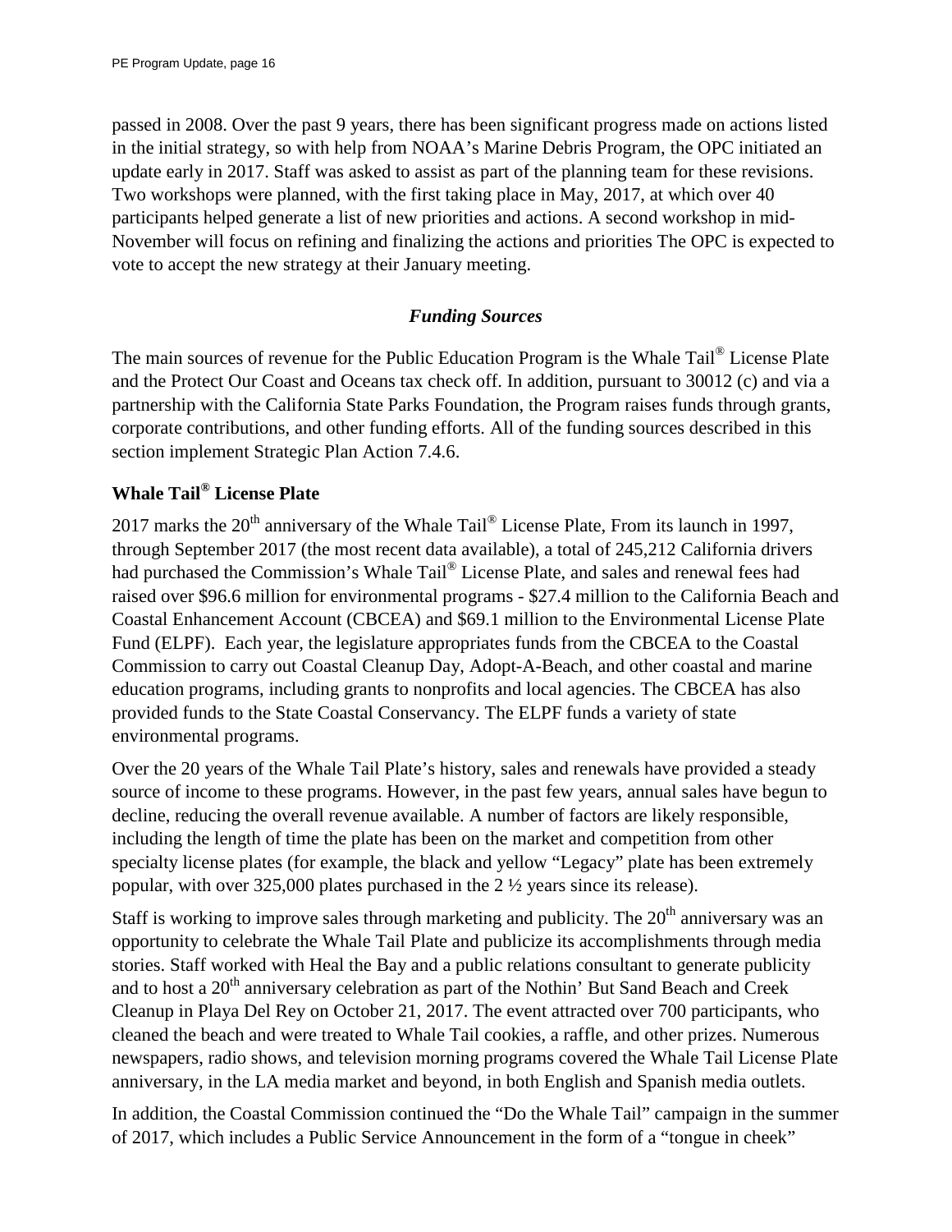passed in 2008. Over the past 9 years, there has been significant progress made on actions listed in the initial strategy, so with help from NOAA's Marine Debris Program, the OPC initiated an update early in 2017. Staff was asked to assist as part of the planning team for these revisions. Two workshops were planned, with the first taking place in May, 2017, at which over 40 participants helped generate a list of new priorities and actions. A second workshop in mid-November will focus on refining and finalizing the actions and priorities The OPC is expected to vote to accept the new strategy at their January meeting.

### *Funding Sources*

The main sources of revenue for the Public Education Program is the Whale Tail® License Plate and the Protect Our Coast and Oceans tax check off. In addition, pursuant to 30012 (c) and via a partnership with the California State Parks Foundation, the Program raises funds through grants, corporate contributions, and other funding efforts. All of the funding sources described in this section implement Strategic Plan Action 7.4.6.

**Whale Tail® License Plate**

2017 marks the 20th anniversary of the Whale Tail® License Plate, From its launch in 1997, through September 2017 (the most recent data available), a total of 245,212 California drivers had purchased the Commission's Whale Tail® License Plate, and sales and renewal fees had raised over $96.6 million for environmental programs - $27.4 million to the California Beach and Coastal Enhancement Account (CBCEA) and $69.1 million to the Environmental License Plate Fund (ELPF). Each year, the legislature appropriates funds from the CBCEA to the Coastal Commission to carry out Coastal Cleanup Day, Adopt-A-Beach, and other coastal and marine education programs, including grants to nonprofits and local agencies. The CBCEA has also provided funds to the State Coastal Conservancy. The ELPF funds a variety of state environmental programs.

Over the 20 years of the Whale Tail Plate's history, sales and renewals have provided a steady source of income to these programs. However, in the past few years, annual sales have begun to decline, reducing the overall revenue available. A number of factors are likely responsible, including the length of time the plate has been on the market and competition from other specialty license plates (for example, the black and yellow "Legacy" plate has been extremely popular, with over 325,000 plates purchased in the 2 ½ years since its release).

Staff is working to improve sales through marketing and publicity. The 20th anniversary was an opportunity to celebrate the Whale Tail Plate and publicize its accomplishments through media stories. Staff worked with Heal the Bay and a public relations consultant to generate publicity and to host a 20th anniversary celebration as part of the Nothin' But Sand Beach and Creek Cleanup in Playa Del Rey on October 21, 2017. The event attracted over 700 participants, who cleaned the beach and were treated to Whale Tail cookies, a raffle, and other prizes. Numerous newspapers, radio shows, and television morning programs covered the Whale Tail License Plate anniversary, in the LA media market and beyond, in both English and Spanish media outlets.

In addition, the Coastal Commission continued the "Do the Whale Tail" campaign in the summer of 2017, which includes a Public Service Announcement in the form of a "tongue in cheek"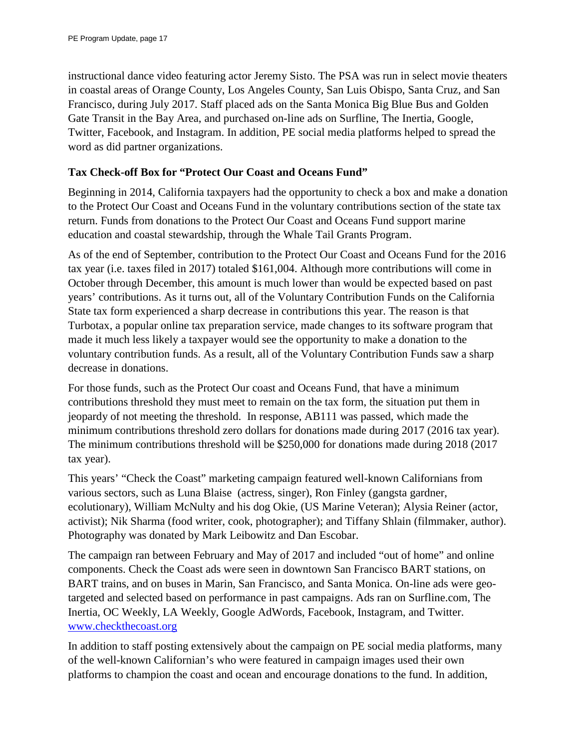instructional dance video featuring actor Jeremy Sisto. The PSA was run in select movie theaters in coastal areas of Orange County, Los Angeles County, San Luis Obispo, Santa Cruz, and San Francisco, during July 2017. Staff placed ads on the Santa Monica Big Blue Bus and Golden Gate Transit in the Bay Area, and purchased on-line ads on Surfline, The Inertia, Google, Twitter, Facebook, and Instagram. In addition, PE social media platforms helped to spread the word as did partner organizations.

**Tax Check-off Box for "Protect Our Coast and Oceans Fund"**

Beginning in 2014, California taxpayers had the opportunity to check a box and make a donation to the Protect Our Coast and Oceans Fund in the voluntary contributions section of the state tax return. Funds from donations to the Protect Our Coast and Oceans Fund support marine education and coastal stewardship, through the Whale Tail Grants Program.

As of the end of September, contribution to the Protect Our Coast and Oceans Fund for the 2016 tax year (i.e. taxes filed in 2017) totaled $161,004. Although more contributions will come in October through December, this amount is much lower than would be expected based on past years' contributions. As it turns out, all of the Voluntary Contribution Funds on the California State tax form experienced a sharp decrease in contributions this year. The reason is that Turbotax, a popular online tax preparation service, made changes to its software program that made it much less likely a taxpayer would see the opportunity to make a donation to the voluntary contribution funds. As a result, all of the Voluntary Contribution Funds saw a sharp decrease in donations.

For those funds, such as the Protect Our coast and Oceans Fund, that have a minimum contributions threshold they must meet to remain on the tax form, the situation put them in jeopardy of not meeting the threshold. In response, AB111 was passed, which made the minimum contributions threshold zero dollars for donations made during 2017 (2016 tax year). The minimum contributions threshold will be $250,000 for donations made during 2018 (2017 tax year).

This years' "Check the Coast" marketing campaign featured well-known Californians from various sectors, such as Luna Blaise (actress, singer), Ron Finley (gangsta gardner, ecolutionary), William McNulty and his dog Okie, (US Marine Veteran); Alysia Reiner (actor, activist); Nik Sharma (food writer, cook, photographer); and Tiffany Shlain (filmmaker, author). Photography was donated by Mark Leibowitz and Dan Escobar.

The campaign ran between February and May of 2017 and included "out of home" and online components. Check the Coast ads were seen in downtown San Francisco BART stations, on BART trains, and on buses in Marin, San Francisco, and Santa Monica. On-line ads were geo-targeted and selected based on performance in past campaigns. Ads ran on Surfline.com, The Inertia, OC Weekly, LA Weekly, Google AdWords, Facebook, Instagram, and Twitter. [www.checkthecoast.org](http://www.checkthecoast.org)

In addition to staff posting extensively about the campaign on PE social media platforms, many of the well-known Californian's who were featured in campaign images used their own platforms to champion the coast and ocean and encourage donations to the fund. In addition,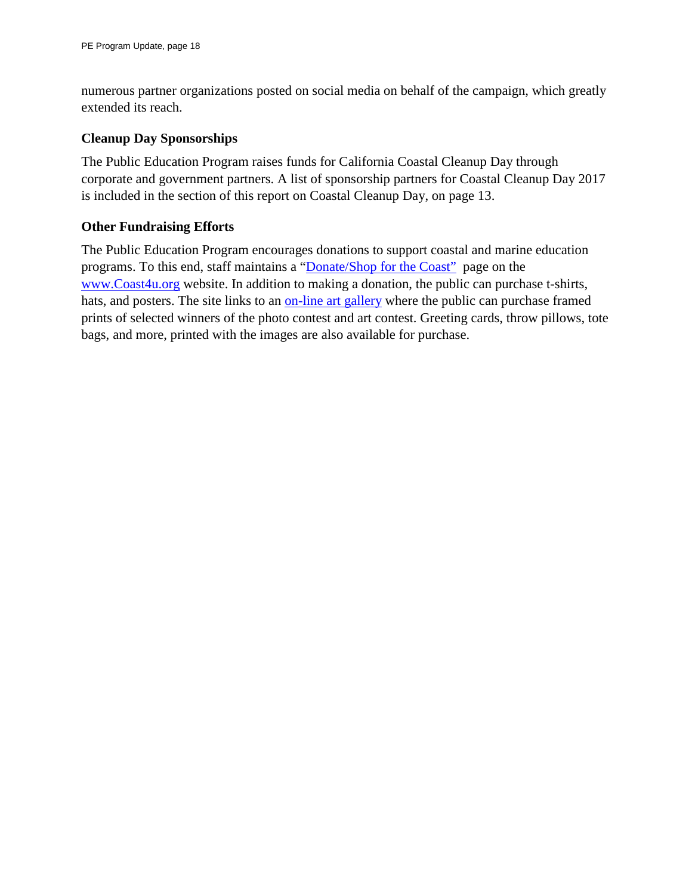numerous partner organizations posted on social media on behalf of the campaign, which greatly extended its reach.

### Cleanup Day Sponsorships

The Public Education Program raises funds for California Coastal Cleanup Day through corporate and government partners. A list of sponsorship partners for Coastal Cleanup Day 2017 is included in the section of this report on Coastal Cleanup Day, on page 13.

### Other Fundraising Efforts

The Public Education Program encourages donations to support coastal and marine education programs. To this end, staff maintains a "Donate/Shop for the Coast" page on the www.Coast4u.org website. In addition to making a donation, the public can purchase t-shirts, hats, and posters. The site links to an on-line art gallery where the public can purchase framed prints of selected winners of the photo contest and art contest. Greeting cards, throw pillows, tote bags, and more, printed with the images are also available for purchase.